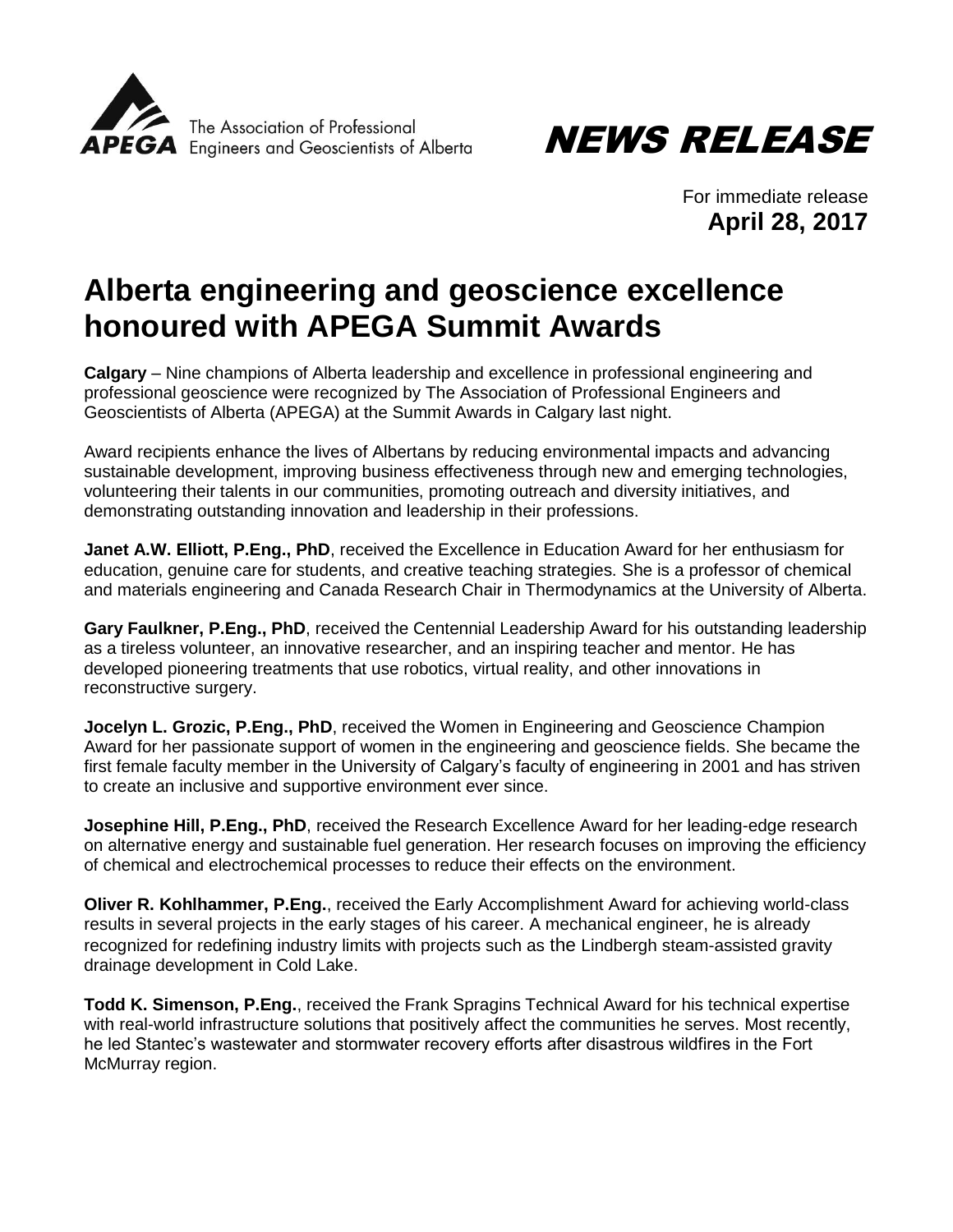The Association of Professional Engineers and Geoscientists of Alberta

**APEGA**

# NEWS RELEASE

For immediate release
**April 28, 2017**

## Alberta engineering and geoscience excellence honoured with APEGA Summit Awards

**Calgary** – Nine champions of Alberta leadership and excellence in professional engineering and professional geoscience were recognized by The Association of Professional Engineers and Geoscientists of Alberta (APEGA) at the Summit Awards in Calgary last night.

Award recipients enhance the lives of Albertans by reducing environmental impacts and advancing sustainable development, improving business effectiveness through new and emerging technologies, volunteering their talents in our communities, promoting outreach and diversity initiatives, and demonstrating outstanding innovation and leadership in their professions.

**Janet A.W. Elliott, P.Eng., PhD**, received the Excellence in Education Award for her enthusiasm for education, genuine care for students, and creative teaching strategies. She is a professor of chemical and materials engineering and Canada Research Chair in Thermodynamics at the University of Alberta.

**Gary Faulkner, P.Eng., PhD**, received the Centennial Leadership Award for his outstanding leadership as a tireless volunteer, an innovative researcher, and an inspiring teacher and mentor. He has developed pioneering treatments that use robotics, virtual reality, and other innovations in reconstructive surgery.

**Jocelyn L. Grozic, P.Eng., PhD**, received the Women in Engineering and Geoscience Champion Award for her passionate support of women in the engineering and geoscience fields. She became the first female faculty member in the University of Calgary's faculty of engineering in 2001 and has striven to create an inclusive and supportive environment ever since.

**Josephine Hill, P.Eng., PhD**, received the Research Excellence Award for her leading-edge research on alternative energy and sustainable fuel generation. Her research focuses on improving the efficiency of chemical and electrochemical processes to reduce their effects on the environment.

**Oliver R. Kohlhammer, P.Eng.**, received the Early Accomplishment Award for achieving world-class results in several projects in the early stages of his career. A mechanical engineer, he is already recognized for redefining industry limits with projects such as the Lindbergh steam-assisted gravity drainage development in Cold Lake.

**Todd K. Simenson, P.Eng.**, received the Frank Spragins Technical Award for his technical expertise with real-world infrastructure solutions that positively affect the communities he serves. Most recently, he led Stantec's wastewater and stormwater recovery efforts after disastrous wildfires in the Fort McMurray region.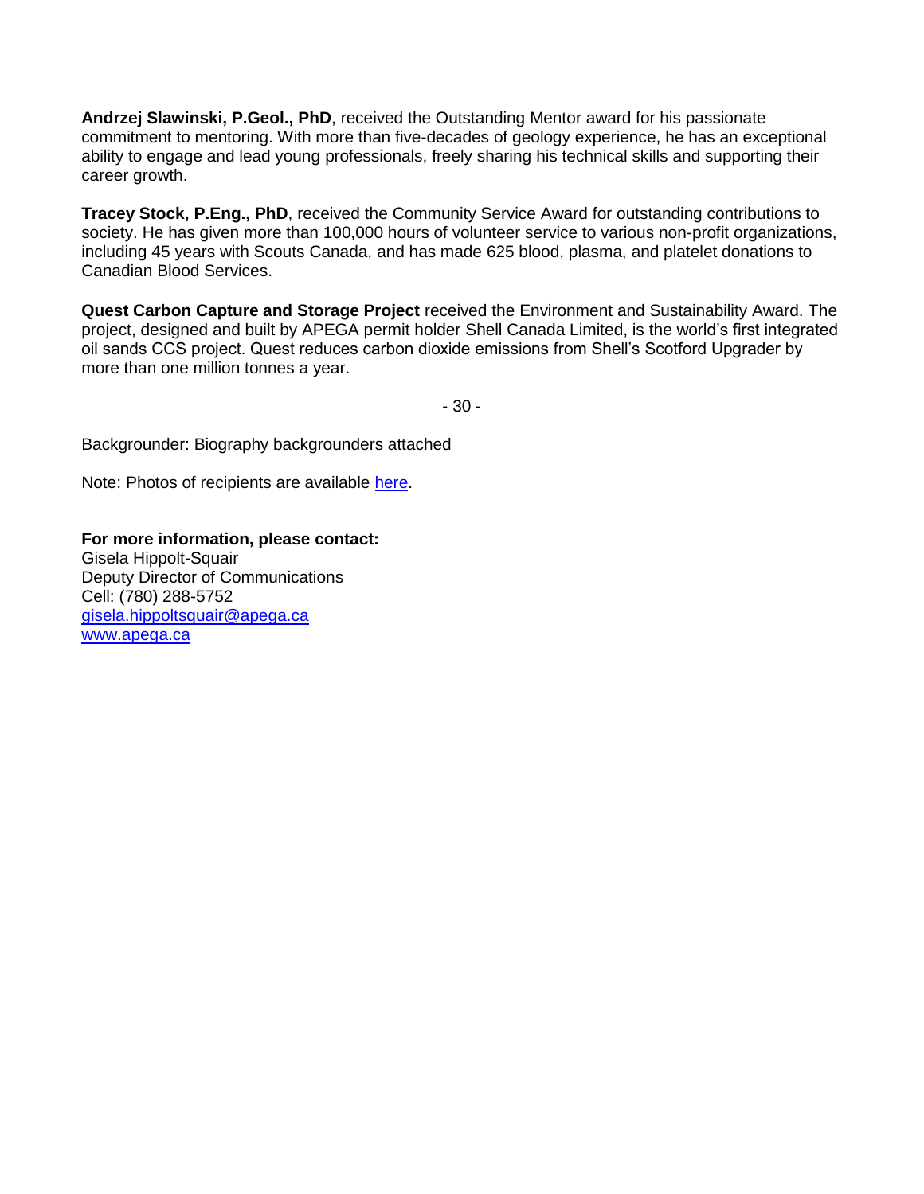**Andrzej Slawinski, P.Geol., PhD**, received the Outstanding Mentor award for his passionate commitment to mentoring. With more than five-decades of geology experience, he has an exceptional ability to engage and lead young professionals, freely sharing his technical skills and supporting their career growth.

**Tracey Stock, P.Eng., PhD**, received the Community Service Award for outstanding contributions to society. He has given more than 100,000 hours of volunteer service to various non-profit organizations, including 45 years with Scouts Canada, and has made 625 blood, plasma, and platelet donations to Canadian Blood Services.

**Quest Carbon Capture and Storage Project** received the Environment and Sustainability Award. The project, designed and built by APEGA permit holder Shell Canada Limited, is the world's first integrated oil sands CCS project. Quest reduces carbon dioxide emissions from Shell's Scotford Upgrader by more than one million tonnes a year.

- 30 -

Backgrounder: Biography backgrounders attached

Note: Photos of recipients are available here.

**For more information, please contact:**
Gisela Hippolt-Squair
Deputy Director of Communications
Cell: (780) 288-5752
gisela.hippoltsquair@apega.ca
www.apega.ca